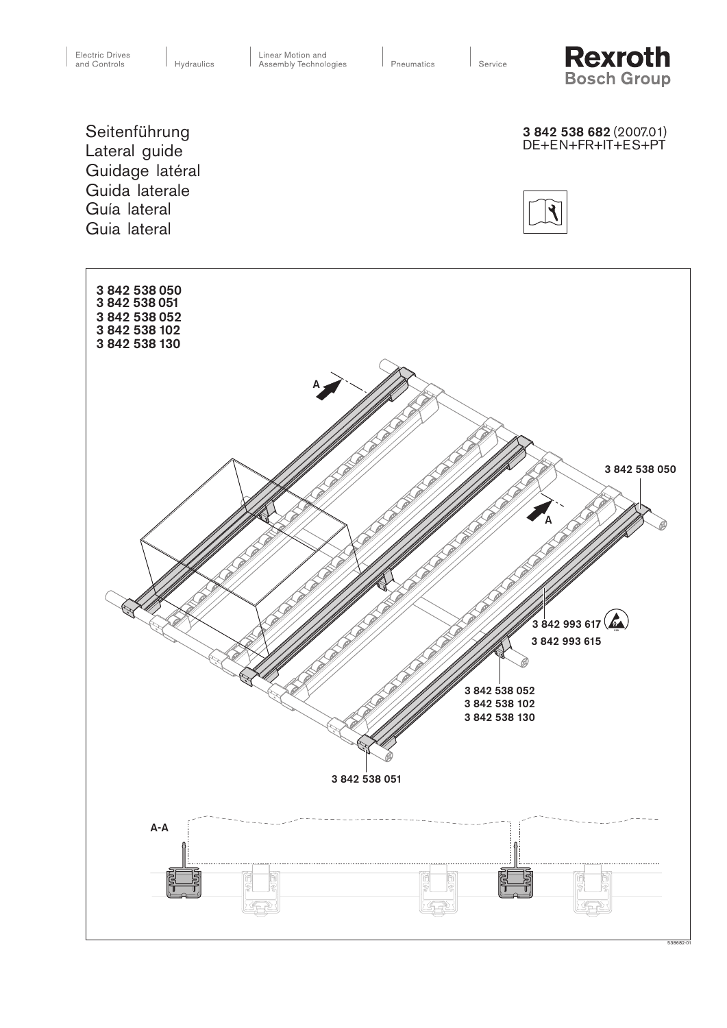Electric Drives and Controls | Hydraulics | Linear Motion and Assembly Technologies | Pneumatics | Service

**Rexroth**
**Bosch Group**

# Seitenführung
# Lateral guide
# Guidage latéral
# Guida laterale
# Guía lateral
# Guia lateral

**3 842 538 682** (2007.01)
DE+EN+FR+IT+ES+PT

**3 842 538 050**
**3 842 538 051**
**3 842 538 052**
**3 842 538 102**
**3 842 538 130**

A

**3 842 538 050**

A

**3 842 993 617**

**3 842 993 615**

**3 842 538 052**
**3 842 538 102**
**3 842 538 130**

**3 842 538 051**

A-A

538682-01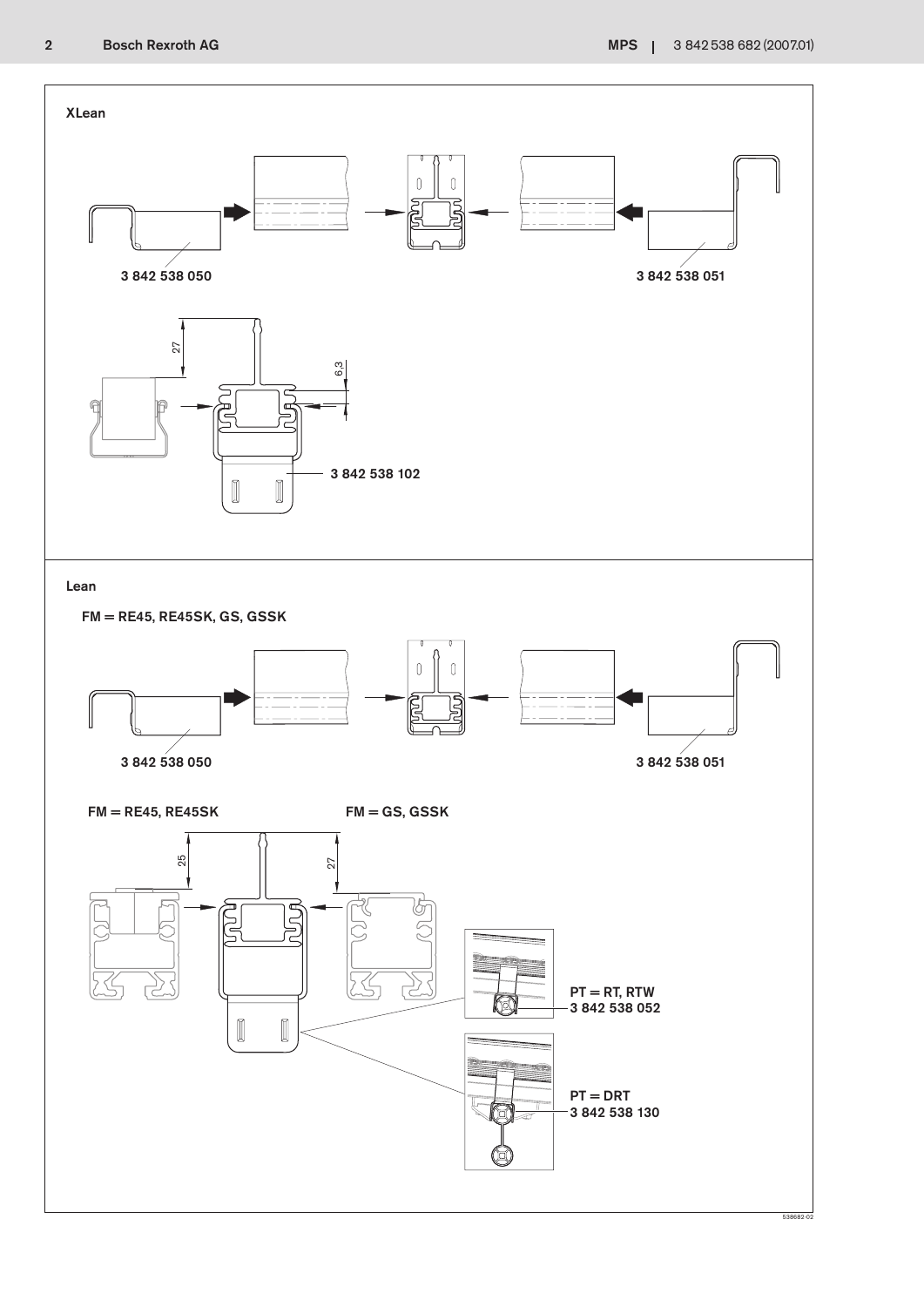## XLean

3 842 538 050

3 842 538 051

27

6,3

3 842 538 102

## Lean

FM = RE45, RE45SK, GS, GSSK

3 842 538 050

3 842 538 051

FM = RE45, RE45SK

FM = GS, GSSK

25

27

PT = RT, RTW
3 842 538 052

PT = DRT
3 842 538 130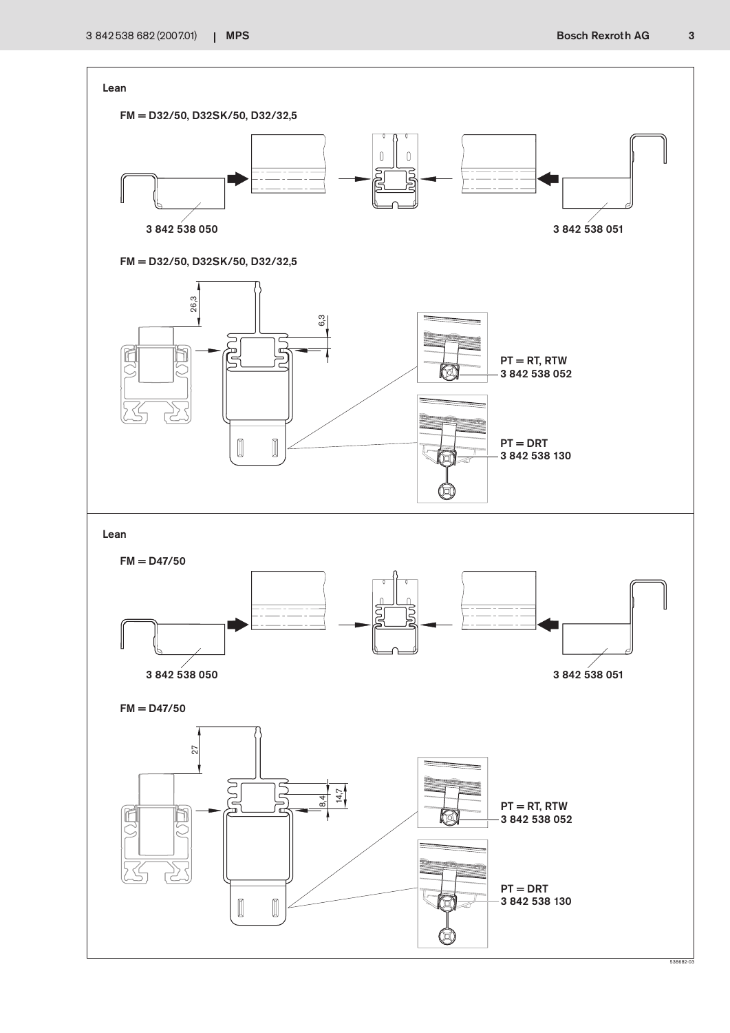## Lean

**FM = D32/50, D32SK/50, D32/32,5**

3 842 538 050

3 842 538 051

**FM = D32/50, D32SK/50, D32/32,5**

26,3

6,3

**PT = RT, RTW**
**3 842 538 052**

**PT = DRT**
**3 842 538 130**

## Lean

**FM = D47/50**

3 842 538 050

3 842 538 051

**FM = D47/50**

27

8,4

14,7

**PT = RT, RTW**
**3 842 538 052**

**PT = DRT**
**3 842 538 130**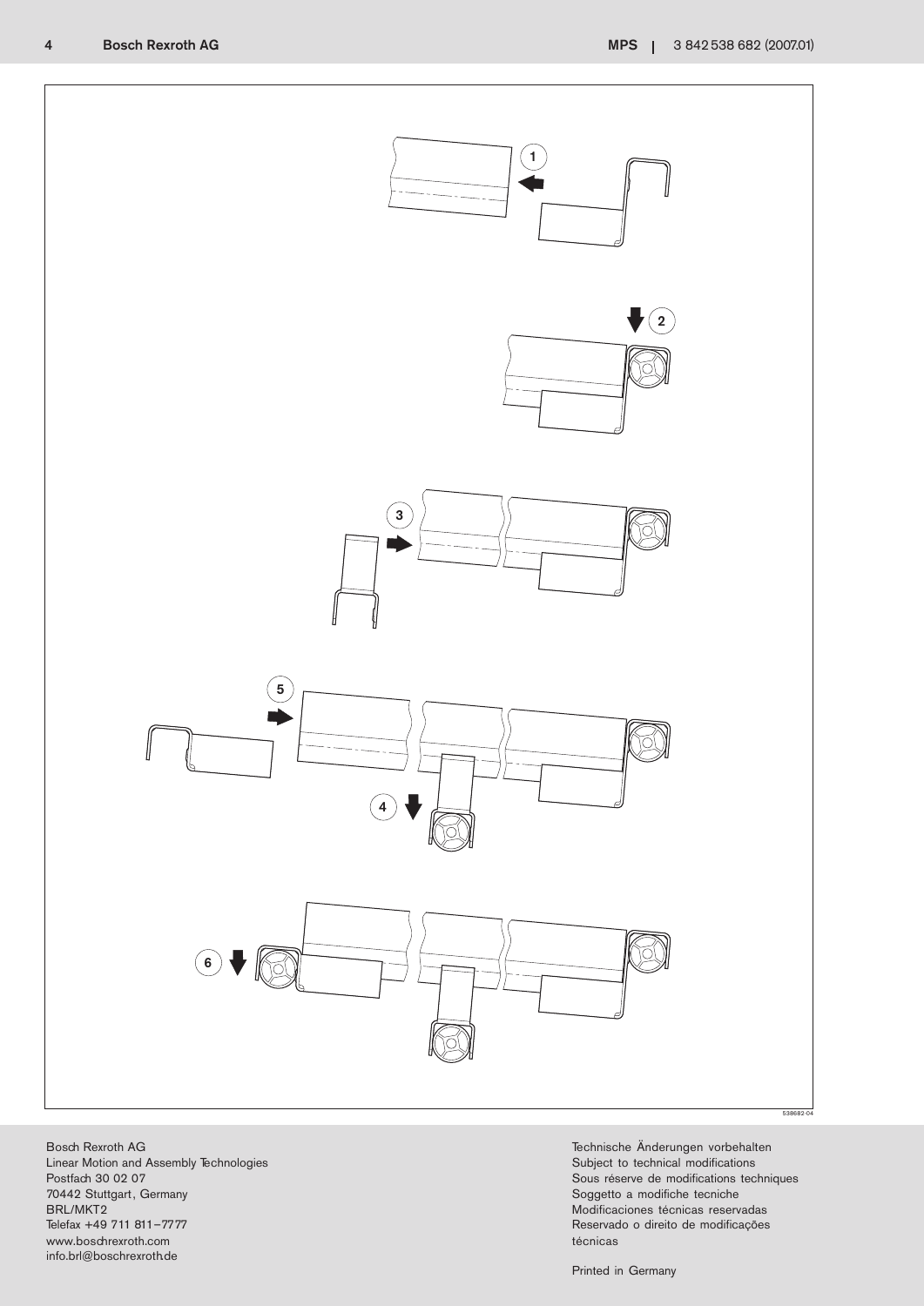1

2

3

5

4

6

538682-04

Bosch Rexroth AG
Linear Motion and Assembly Technologies
Postfach 30 02 07
70442 Stuttgart, Germany
BRL/MKT2
Telefax +49 711 811–7777
www.boschrexroth.com
info.brl@boschrexroth.de

Technische Änderungen vorbehalten
Subject to technical modifications
Sous réserve de modifications techniques
Soggetto a modifiche tecniche
Modificaciones técnicas reservadas
Reservado o direito de modificações técnicas

Printed in Germany